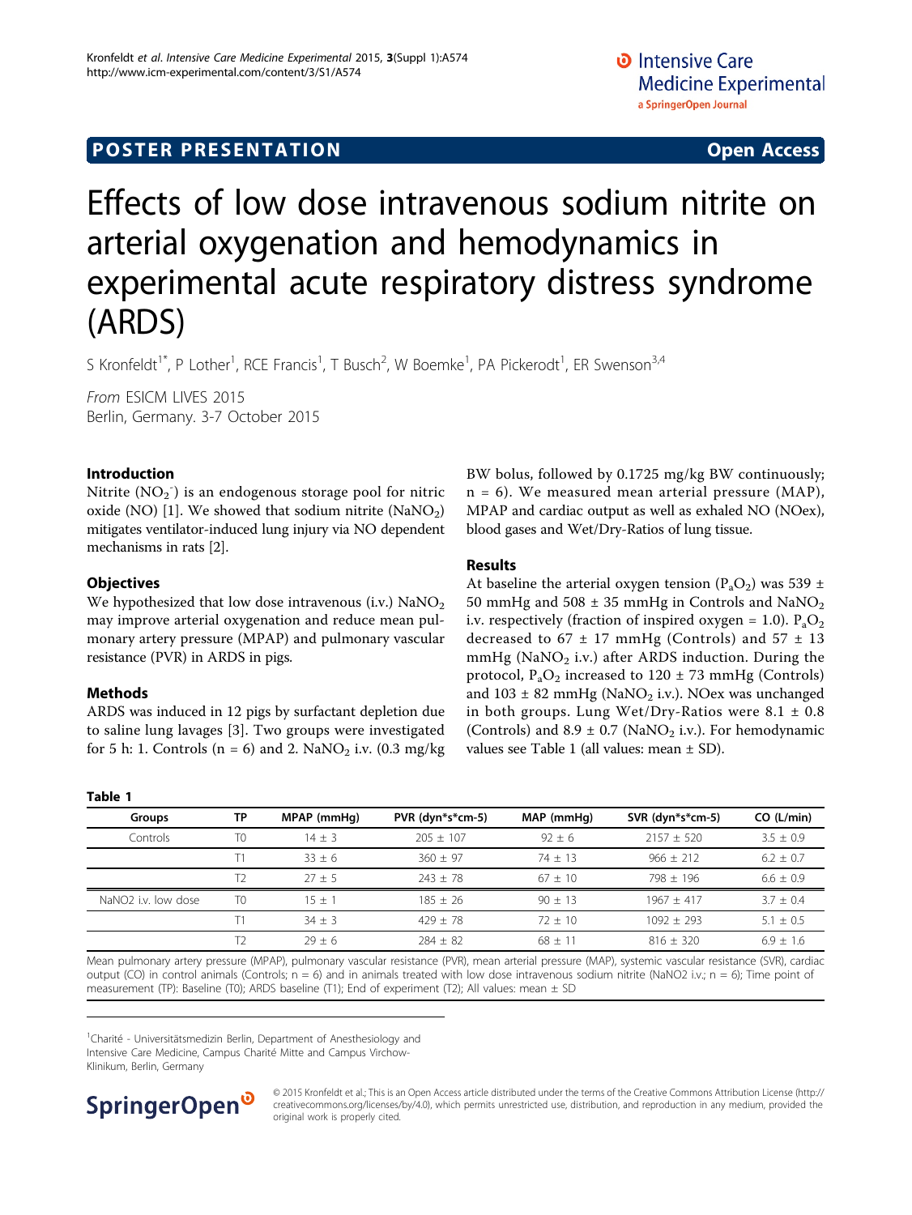POSTER PRESENTATION **Open Access**

# Effects of low dose intravenous sodium nitrite on arterial oxygenation and hemodynamics in experimental acute respiratory distress syndrome (ARDS)

S Kronfeldt[1*], P Lother[1], RCE Francis[1], T Busch[2], W Boemke[1], PA Pickerodt[1], ER Swenson[3,4]

*From* ESICM LIVES 2015
Berlin, Germany. 3-7 October 2015

## Introduction

Nitrite ($NO_2^-$) is an endogenous storage pool for nitric oxide (NO) [1]. We showed that sodium nitrite ($NaNO_2$) mitigates ventilator-induced lung injury via NO dependent mechanisms in rats [2].

## Objectives

We hypothesized that low dose intravenous (i.v.) $NaNO_2$ may improve arterial oxygenation and reduce mean pulmonary artery pressure (MPAP) and pulmonary vascular resistance (PVR) in ARDS in pigs.

## Methods

ARDS was induced in 12 pigs by surfactant depletion due to saline lung lavages [3]. Two groups were investigated for 5 h: 1. Controls (n = 6) and 2. $NaNO_2$ i.v. (0.3 mg/kg BW bolus, followed by 0.1725 mg/kg BW continuously; n = 6). We measured mean arterial pressure (MAP), MPAP and cardiac output as well as exhaled NO (NOex), blood gases and Wet/Dry-Ratios of lung tissue.

## Results

At baseline the arterial oxygen tension ($P_aO_2$) was 539 ± 50 mmHg and 508 ± 35 mmHg in Controls and $NaNO_2$ i.v. respectively (fraction of inspired oxygen = 1.0). $P_aO_2$ decreased to 67 ± 17 mmHg (Controls) and 57 ± 13 mmHg ($NaNO_2$ i.v.) after ARDS induction. During the protocol, $P_aO_2$ increased to 120 ± 73 mmHg (Controls) and 103 ± 82 mmHg ($NaNO_2$ i.v.). NOex was unchanged in both groups. Lung Wet/Dry-Ratios were 8.1 ± 0.8 (Controls) and 8.9 ± 0.7 ($NaNO_2$ i.v.). For hemodynamic values see Table 1 (all values: mean ± SD).

**Table 1**

| Groups | TP | MPAP (mmHg) | PVR (dyn*s*cm-5) | MAP (mmHg) | SVR (dyn*s*cm-5) | CO (L/min) |
|---|---|---|---|---|---|---|
| Controls | T0 | 14 ± 3 | 205 ± 107 | 92 ± 6 | 2157 ± 520 | 3.5 ± 0.9 |
| | T1 | 33 ± 6 | 360 ± 97 | 74 ± 13 | 966 ± 212 | 6.2 ± 0.7 |
| | T2 | 27 ± 5 | 243 ± 78 | 67 ± 10 | 798 ± 196 | 6.6 ± 0.9 |
| NaNO2 i.v. low dose | T0 | 15 ± 1 | 185 ± 26 | 90 ± 13 | 1967 ± 417 | 3.7 ± 0.4 |
| | T1 | 34 ± 3 | 429 ± 78 | 72 ± 10 | 1092 ± 293 | 5.1 ± 0.5 |
| | T2 | 29 ± 6 | 284 ± 82 | 68 ± 11 | 816 ± 320 | 6.9 ± 1.6 |

Mean pulmonary artery pressure (MPAP), pulmonary vascular resistance (PVR), mean arterial pressure (MAP), systemic vascular resistance (SVR), cardiac output (CO) in control animals (Controls; n = 6) and in animals treated with low dose intravenous sodium nitrite (NaNO2 i.v.; n = 6); Time point of measurement (TP): Baseline (T0); ARDS baseline (T1); End of experiment (T2); All values: mean ± SD

[1]Charité - Universitätsmedizin Berlin, Department of Anesthesiology and Intensive Care Medicine, Campus Charité Mitte and Campus Virchow-Klinikum, Berlin, Germany

© 2015 Kronfeldt et al.; This is an Open Access article distributed under the terms of the Creative Commons Attribution License (http://creativecommons.org/licenses/by/4.0), which permits unrestricted use, distribution, and reproduction in any medium, provided the original work is properly cited.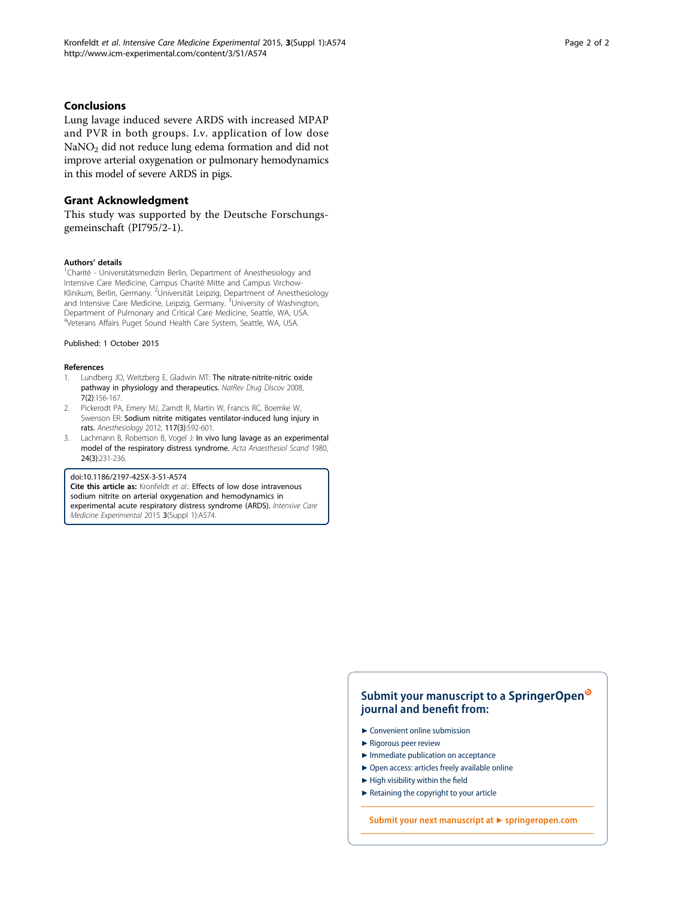## Conclusions

Lung lavage induced severe ARDS with increased MPAP and PVR in both groups. I.v. application of low dose $NaNO_2$ did not reduce lung edema formation and did not improve arterial oxygenation or pulmonary hemodynamics in this model of severe ARDS in pigs.

## Grant Acknowledgment

This study was supported by the Deutsche Forschungsgemeinschaft (PI795/2-1).

### Authors' details

[1]Charité - Universitätsmedizin Berlin, Department of Anesthesiology and Intensive Care Medicine, Campus Charité Mitte and Campus Virchow-Klinikum, Berlin, Germany. [2]Universität Leipzig, Department of Anesthesiology and Intensive Care Medicine, Leipzig, Germany. [3]University of Washington, Department of Pulmonary and Critical Care Medicine, Seattle, WA, USA. [4]Veterans Affairs Puget Sound Health Care System, Seattle, WA, USA.

Published: 1 October 2015

### References

1. Lundberg JO, Weitzberg E, Gladwin MT: **The nitrate-nitrite-nitric oxide pathway in physiology and therapeutics.** *NatRev Drug Discov* 2008, **7(2)**:156-167.
2. Pickerodt PA, Emery MJ, Zarndt R, Martin W, Francis RC, Boemke W, Swenson ER: **Sodium nitrite mitigates ventilator-induced lung injury in rats.** *Anesthesiology* 2012, **117(3)**:592-601.
3. Lachmann B, Robertson B, Vogel J: **In vivo lung lavage as an experimental model of the respiratory distress syndrome.** *Acta Anaesthesiol Scand* 1980, **24(3)**:231-236.

doi:10.1186/2197-425X-3-S1-A574

**Cite this article as:** Kronfeldt *et al.*: Effects of low dose intravenous sodium nitrite on arterial oxygenation and hemodynamics in experimental acute respiratory distress syndrome (ARDS). *Intensive Care Medicine Experimental* 2015 **3**(Suppl 1):A574.

**Submit your manuscript to a SpringerOpen journal and benefit from:**

- ► Convenient online submission
- ► Rigorous peer review
- ► Immediate publication on acceptance
- ► Open access: articles freely available online
- ► High visibility within the field
- ► Retaining the copyright to your article

**Submit your next manuscript at ► springeropen.com**